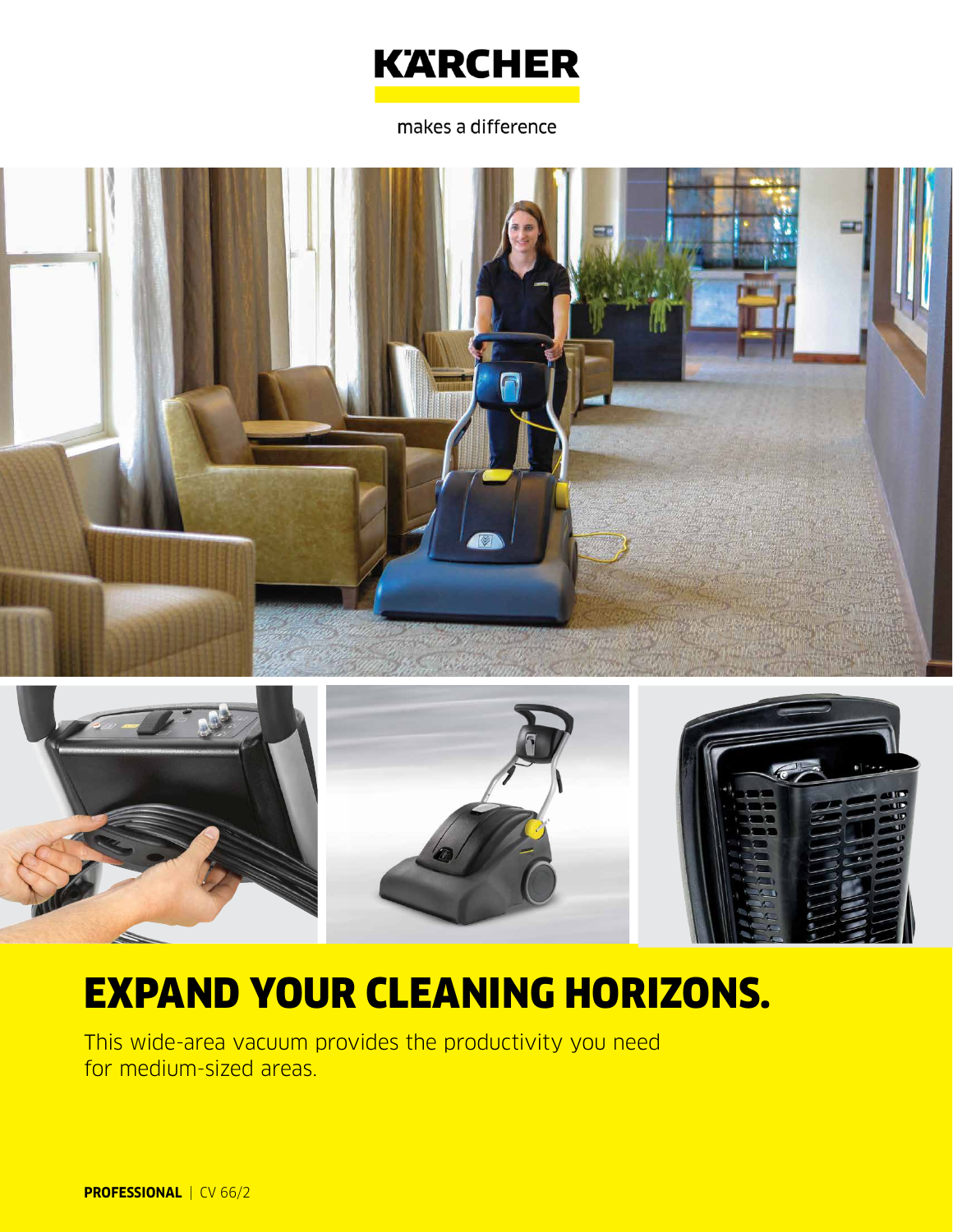KÄRCHER

makes a difference

# EXPAND YOUR CLEANING HORIZONS.

This wide-area vacuum provides the productivity you need for medium-sized areas.

**PROFESSIONAL** | CV 66/2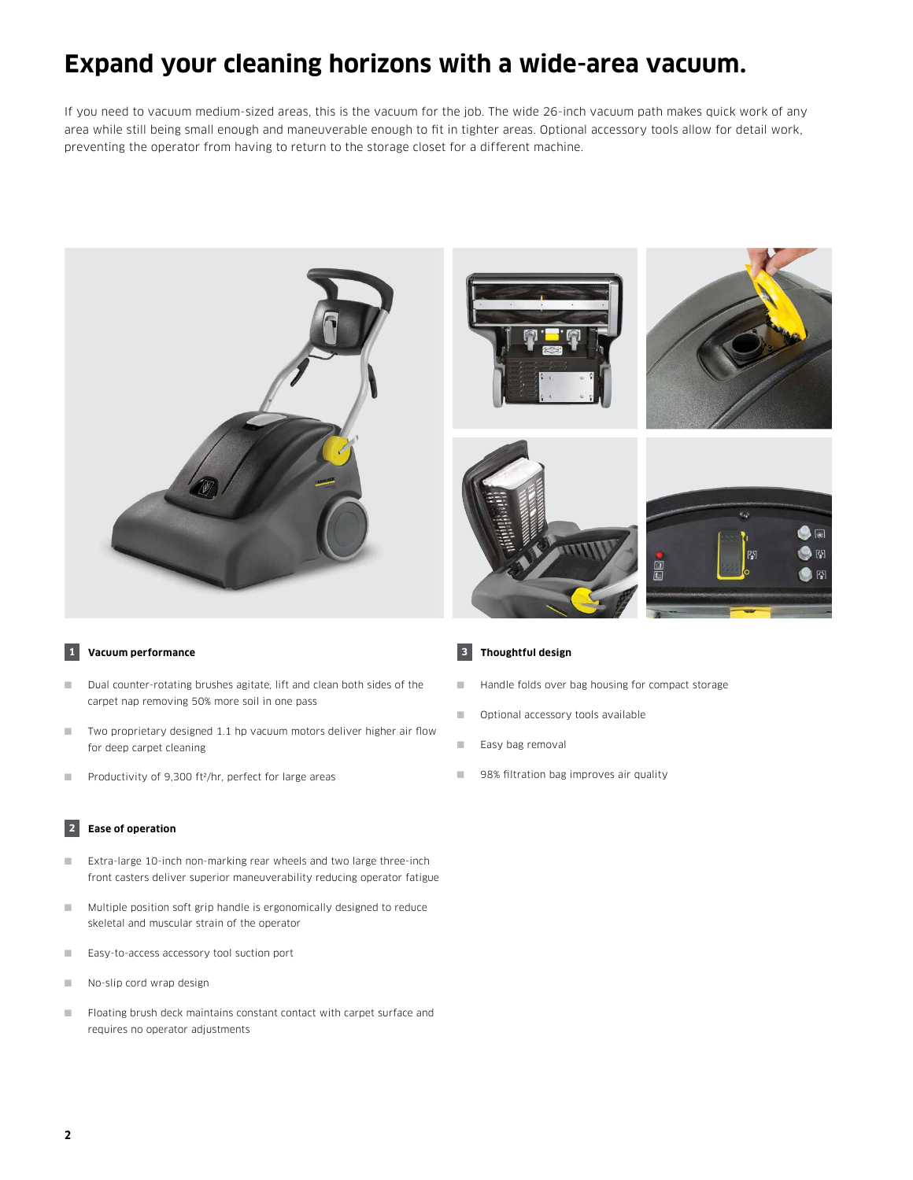# Expand your cleaning horizons with a wide-area vacuum.

If you need to vacuum medium-sized areas, this is the vacuum for the job. The wide 26-inch vacuum path makes quick work of any area while still being small enough and maneuverable enough to fit in tighter areas. Optional accessory tools allow for detail work, preventing the operator from having to return to the storage closet for a different machine.

### 1 Vacuum performance

- Dual counter-rotating brushes agitate, lift and clean both sides of the carpet nap removing 50% more soil in one pass
- Two proprietary designed 1.1 hp vacuum motors deliver higher air flow for deep carpet cleaning
- Productivity of 9,300 ft²/hr, perfect for large areas

### 2 Ease of operation

- Extra-large 10-inch non-marking rear wheels and two large three-inch front casters deliver superior maneuverability reducing operator fatigue
- Multiple position soft grip handle is ergonomically designed to reduce skeletal and muscular strain of the operator
- Easy-to-access accessory tool suction port
- No-slip cord wrap design
- Floating brush deck maintains constant contact with carpet surface and requires no operator adjustments

### 3 Thoughtful design

- Handle folds over bag housing for compact storage
- Optional accessory tools available
- Easy bag removal
- 98% filtration bag improves air quality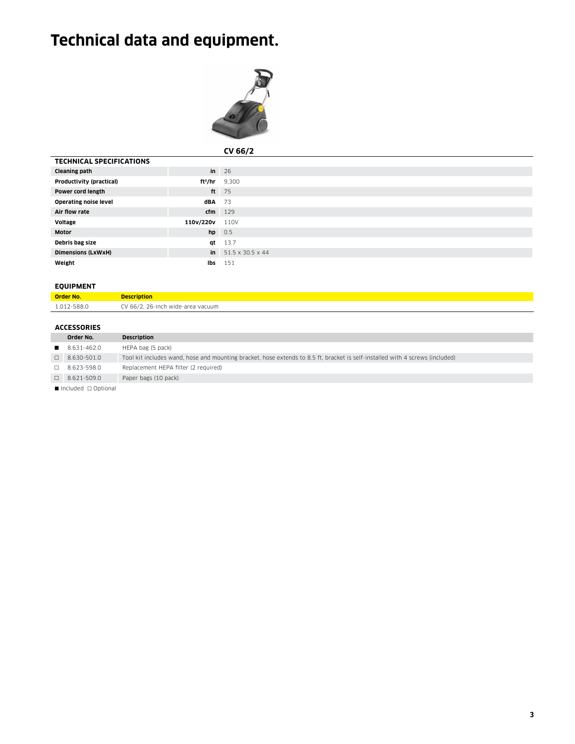# Technical data and equipment.

| TECHNICAL SPECIFICATIONS | | CV 66/2 |
|---|---|---|
| **Cleaning path** | **in** | 26 |
| **Productivity (practical)** | **ft²/hr** | 9,300 |
| **Power cord length** | **ft** | 75 |
| **Operating noise level** | **dBA** | 73 |
| **Air flow rate** | **cfm** | 129 |
| **Voltage** | **110v/220v** | 110V |
| **Motor** | **hp** | 0.5 |
| **Debris bag size** | **qt** | 13.7 |
| **Dimensions (LxWxH)** | **in** | 51.5 x 30.5 x 44 |
| **Weight** | **lbs** | 151 |

## EQUIPMENT

| Order No. | Description |
|---|---|
| 1.012-588.0 | CV 66/2, 26-inch wide-area vacuum |

## ACCESSORIES

| | Order No. | Description |
|---|---|---|
| ■ | 8.631-462.0 | HEPA bag (5 pack) |
| □ | 8.630-501.0 | Tool kit includes wand, hose and mounting bracket, hose extends to 8.5 ft, bracket is self-installed with 4 screws (included) |
| □ | 8.623-598.0 | Replacement HEPA filter (2 required) |
| □ | 8.621-509.0 | Paper bags (10 pack) |

■ Included □ Optional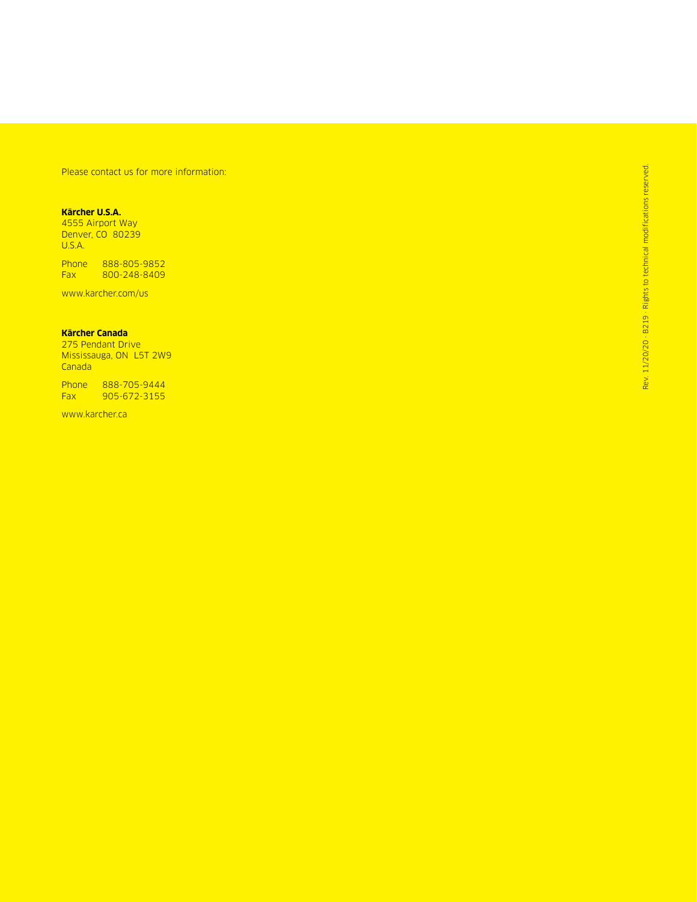Please contact us for more information:

**Kärcher U.S.A.**
4555 Airport Way
Denver, CO 80239
U.S.A.

Phone 888-805-9852
Fax 800-248-8409

www.karcher.com/us

**Kärcher Canada**
275 Pendant Drive
Mississauga, ON L5T 2W9
Canada

Phone 888-705-9444
Fax 905-672-3155

www.karcher.ca

Rev. 11/20/20 · B219 · Rights to technical modifications reserved.